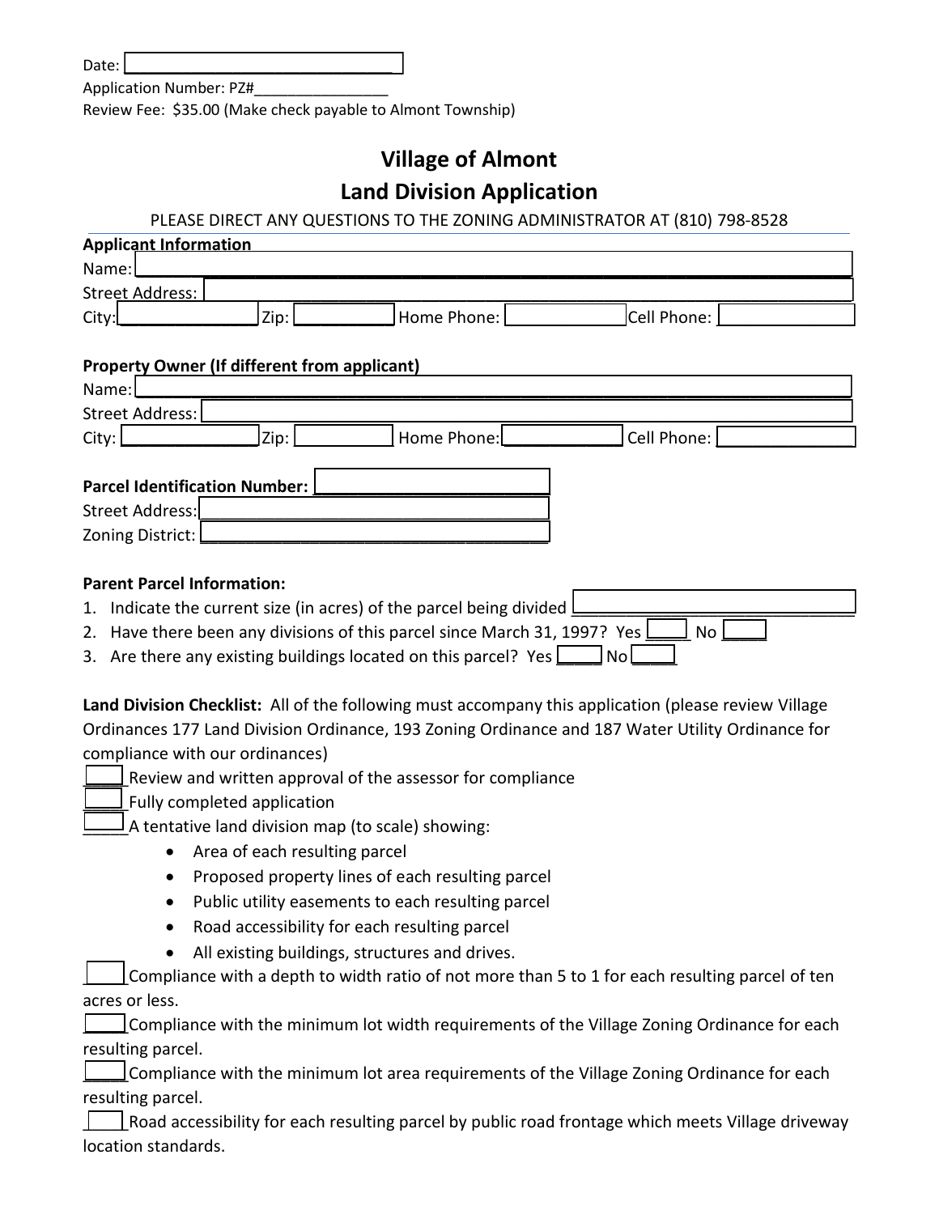Date: ______________________________

Application Number: PZ#_______________

Review Fee: $35.00 (Make check payable to Almont Township)

# Village of Almont

# Land Division Application

PLEASE DIRECT ANY QUESTIONS TO THE ZONING ADMINISTRATOR AT (810) 798-8528

**Applicant Information**

Name: ______________________________

Street Address: ______________________________

City: _______________ Zip: __________ Home Phone: ____________ Cell Phone: ____________

**Property Owner (If different from applicant)**

Name: ______________________________

Street Address: ______________________________

City: _______________ Zip: __________ Home Phone: ____________ Cell Phone: ____________

**Parcel Identification Number:** ______________________

Street Address: ______________________

Zoning District: ______________________

**Parent Parcel Information:**

1. Indicate the current size (in acres) of the parcel being divided ______________________
2. Have there been any divisions of this parcel since March 31, 1997? Yes ____ No ____
3. Are there any existing buildings located on this parcel? Yes ____ No ____

**Land Division Checklist:** All of the following must accompany this application (please review Village Ordinances 177 Land Division Ordinance, 193 Zoning Ordinance and 187 Water Utility Ordinance for compliance with our ordinances)

____ Review and written approval of the assessor for compliance

____ Fully completed application

____ A tentative land division map (to scale) showing:

- Area of each resulting parcel
- Proposed property lines of each resulting parcel
- Public utility easements to each resulting parcel
- Road accessibility for each resulting parcel
- All existing buildings, structures and drives.

____ Compliance with a depth to width ratio of not more than 5 to 1 for each resulting parcel of ten acres or less.

____ Compliance with the minimum lot width requirements of the Village Zoning Ordinance for each resulting parcel.

____ Compliance with the minimum lot area requirements of the Village Zoning Ordinance for each resulting parcel.

____ Road accessibility for each resulting parcel by public road frontage which meets Village driveway location standards.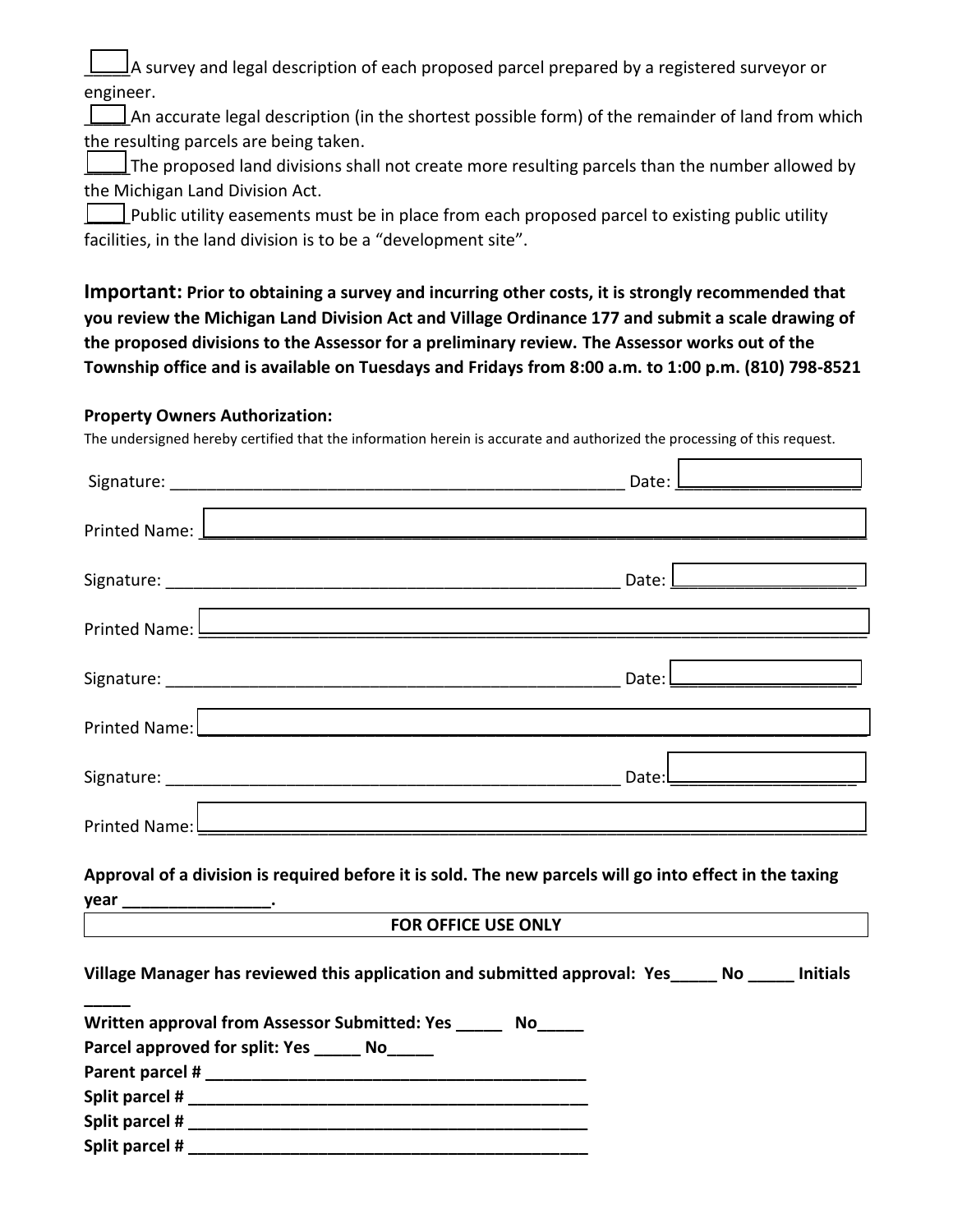_____A survey and legal description of each proposed parcel prepared by a registered surveyor or engineer.

_____An accurate legal description (in the shortest possible form) of the remainder of land from which the resulting parcels are being taken.

_____The proposed land divisions shall not create more resulting parcels than the number allowed by the Michigan Land Division Act.

_____Public utility easements must be in place from each proposed parcel to existing public utility facilities, in the land division is to be a "development site".

**Important: Prior to obtaining a survey and incurring other costs, it is strongly recommended that you review the Michigan Land Division Act and Village Ordinance 177 and submit a scale drawing of the proposed divisions to the Assessor for a preliminary review. The Assessor works out of the Township office and is available on Tuesdays and Fridays from 8:00 a.m. to 1:00 p.m. (810) 798-8521**

**Property Owners Authorization:**

The undersigned hereby certified that the information herein is accurate and authorized the processing of this request.

Signature: ______________________________________________ Date: ____________________

Printed Name: ____________________________________________________________________

Signature: ______________________________________________ Date: ____________________

Printed Name: ____________________________________________________________________

Signature: ______________________________________________ Date: ____________________

Printed Name: ____________________________________________________________________

Signature: ______________________________________________ Date: ____________________

Printed Name: ____________________________________________________________________

**Approval of a division is required before it is sold. The new parcels will go into effect in the taxing year ________________.**

**FOR OFFICE USE ONLY**

**Village Manager has reviewed this application and submitted approval: Yes_____ No _____ Initials _____**

**Written approval from Assessor Submitted: Yes _____ No_____**

**Parcel approved for split: Yes _____ No_____**

**Parent parcel # ___________________________________________**

**Split parcel # ____________________________________________**

**Split parcel # ____________________________________________**

**Split parcel # ____________________________________________**